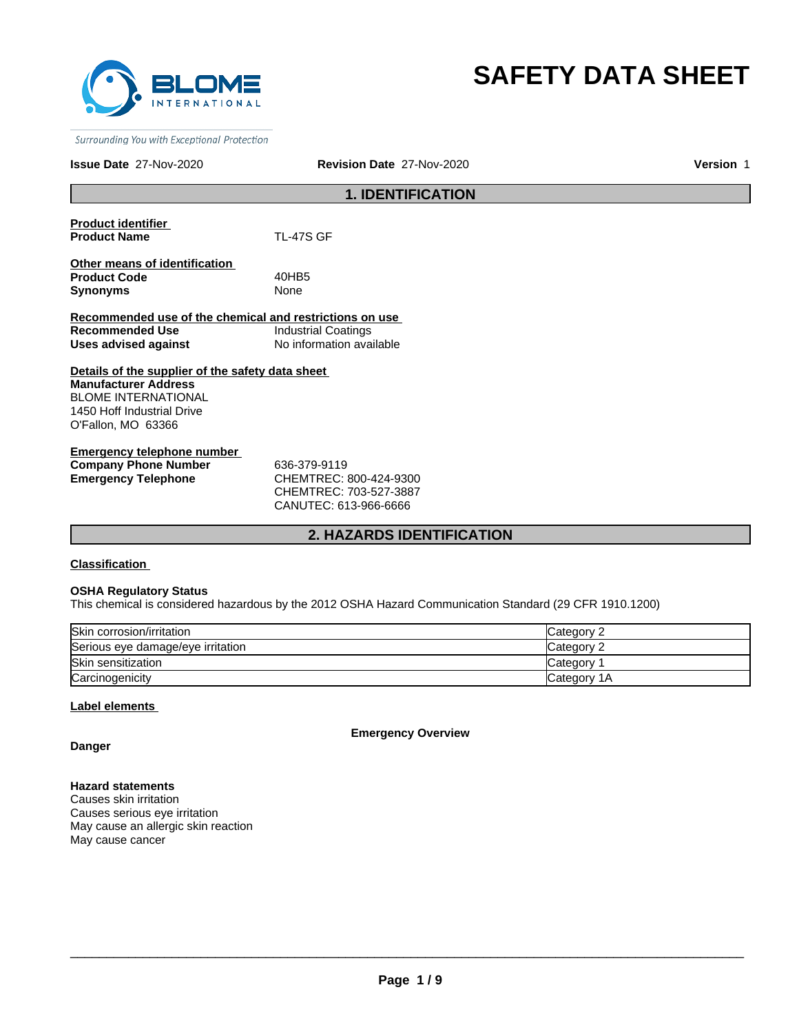BLOME INTERNATIONAL

*Surrounding You with Exceptional Protection*

# SAFETY DATA SHEET

**Issue Date** 27-Nov-2020 **Revision Date** 27-Nov-2020 **Version** 1

## 1. IDENTIFICATION

**Product identifier**

**Product Name** TL-47S GF

**Other means of identification**

**Product Code** 40HB5

**Synonyms** None

**Recommended use of the chemical and restrictions on use**

**Recommended Use** Industrial Coatings

**Uses advised against** No information available

**Details of the supplier of the safety data sheet**

**Manufacturer Address**
BLOME INTERNATIONAL
1450 Hoff Industrial Drive
O'Fallon, MO 63366

**Emergency telephone number**

**Company Phone Number** 636-379-9119

**Emergency Telephone** CHEMTREC: 800-424-9300
CHEMTREC: 703-527-3887
CANUTEC: 613-966-6666

## 2. HAZARDS IDENTIFICATION

**Classification**

**OSHA Regulatory Status**

This chemical is considered hazardous by the 2012 OSHA Hazard Communication Standard (29 CFR 1910.1200)

| Hazard | Category |
| --- | --- |
| Skin corrosion/irritation | Category 2 |
| Serious eye damage/eye irritation | Category 2 |
| Skin sensitization | Category 1 |
| Carcinogenicity | Category 1A |

**Label elements**

**Emergency Overview**

**Danger**

**Hazard statements**

Causes skin irritation
Causes serious eye irritation
May cause an allergic skin reaction
May cause cancer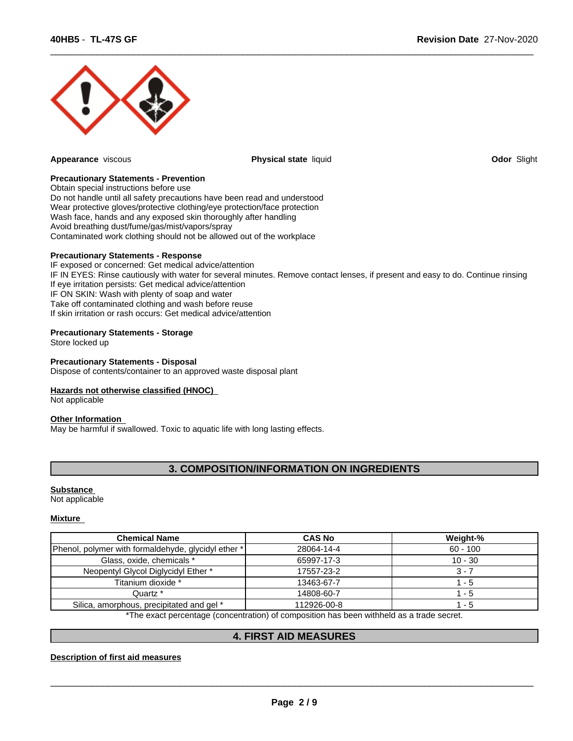**Appearance** viscous

**Physical state** liquid

**Odor** Slight

**Precautionary Statements - Prevention**
Obtain special instructions before use
Do not handle until all safety precautions have been read and understood
Wear protective gloves/protective clothing/eye protection/face protection
Wash face, hands and any exposed skin thoroughly after handling
Avoid breathing dust/fume/gas/mist/vapors/spray
Contaminated work clothing should not be allowed out of the workplace

**Precautionary Statements - Response**
IF exposed or concerned: Get medical advice/attention
IF IN EYES: Rinse cautiously with water for several minutes. Remove contact lenses, if present and easy to do. Continue rinsing
If eye irritation persists: Get medical advice/attention
IF ON SKIN: Wash with plenty of soap and water
Take off contaminated clothing and wash before reuse
If skin irritation or rash occurs: Get medical advice/attention

**Precautionary Statements - Storage**
Store locked up

**Precautionary Statements - Disposal**
Dispose of contents/container to an approved waste disposal plant

**Hazards not otherwise classified (HNOC)**
Not applicable

**Other Information**
May be harmful if swallowed. Toxic to aquatic life with long lasting effects.

## 3. COMPOSITION/INFORMATION ON INGREDIENTS

**Substance**
Not applicable

**Mixture**

| Chemical Name | CAS No | Weight-% |
|---|---|---|
| Phenol, polymer with formaldehyde, glycidyl ether * | 28064-14-4 | 60 - 100 |
| Glass, oxide, chemicals * | 65997-17-3 | 10 - 30 |
| Neopentyl Glycol Diglycidyl Ether * | 17557-23-2 | 3 - 7 |
| Titanium dioxide * | 13463-67-7 | 1 - 5 |
| Quartz * | 14808-60-7 | 1 - 5 |
| Silica, amorphous, precipitated and gel * | 112926-00-8 | 1 - 5 |

*The exact percentage (concentration) of composition has been withheld as a trade secret.

## 4. FIRST AID MEASURES

**Description of first aid measures**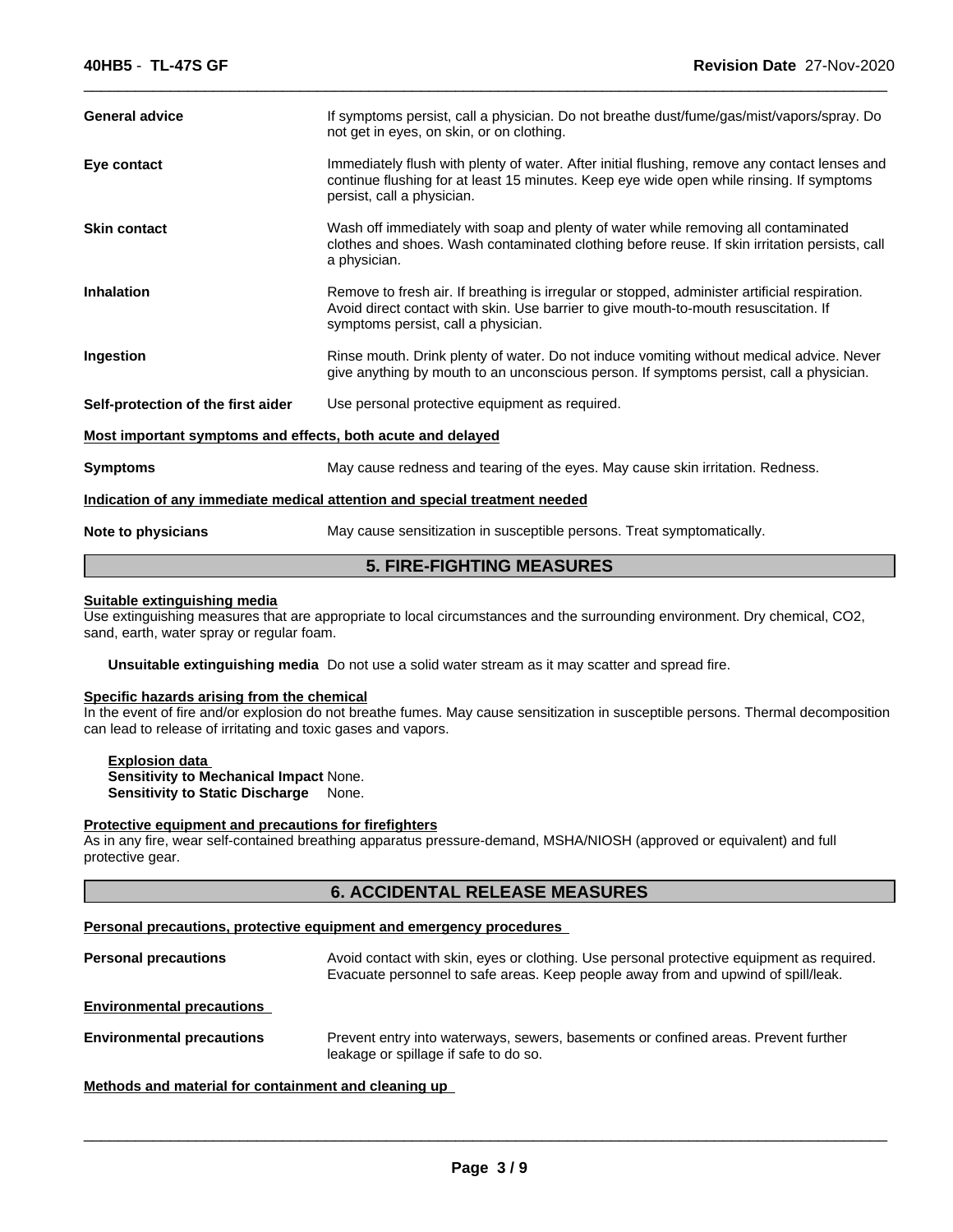**General advice** If symptoms persist, call a physician. Do not breathe dust/fume/gas/mist/vapors/spray. Do not get in eyes, on skin, or on clothing.

**Eye contact** Immediately flush with plenty of water. After initial flushing, remove any contact lenses and continue flushing for at least 15 minutes. Keep eye wide open while rinsing. If symptoms persist, call a physician.

**Skin contact** Wash off immediately with soap and plenty of water while removing all contaminated clothes and shoes. Wash contaminated clothing before reuse. If skin irritation persists, call a physician.

**Inhalation** Remove to fresh air. If breathing is irregular or stopped, administer artificial respiration. Avoid direct contact with skin. Use barrier to give mouth-to-mouth resuscitation. If symptoms persist, call a physician.

**Ingestion** Rinse mouth. Drink plenty of water. Do not induce vomiting without medical advice. Never give anything by mouth to an unconscious person. If symptoms persist, call a physician.

**Self-protection of the first aider** Use personal protective equipment as required.

**Most important symptoms and effects, both acute and delayed**

**Symptoms** May cause redness and tearing of the eyes. May cause skin irritation. Redness.

**Indication of any immediate medical attention and special treatment needed**

**Note to physicians** May cause sensitization in susceptible persons. Treat symptomatically.

## 5. FIRE-FIGHTING MEASURES

**Suitable extinguishing media**

Use extinguishing measures that are appropriate to local circumstances and the surrounding environment. Dry chemical, $CO_2$, sand, earth, water spray or regular foam.

**Unsuitable extinguishing media** Do not use a solid water stream as it may scatter and spread fire.

**Specific hazards arising from the chemical**

In the event of fire and/or explosion do not breathe fumes. May cause sensitization in susceptible persons. Thermal decomposition can lead to release of irritating and toxic gases and vapors.

**Explosion data**
**Sensitivity to Mechanical Impact** None.
**Sensitivity to Static Discharge** None.

**Protective equipment and precautions for firefighters**

As in any fire, wear self-contained breathing apparatus pressure-demand, MSHA/NIOSH (approved or equivalent) and full protective gear.

## 6. ACCIDENTAL RELEASE MEASURES

**Personal precautions, protective equipment and emergency procedures**

**Personal precautions** Avoid contact with skin, eyes or clothing. Use personal protective equipment as required. Evacuate personnel to safe areas. Keep people away from and upwind of spill/leak.

**Environmental precautions**

**Environmental precautions** Prevent entry into waterways, sewers, basements or confined areas. Prevent further leakage or spillage if safe to do so.

**Methods and material for containment and cleaning up**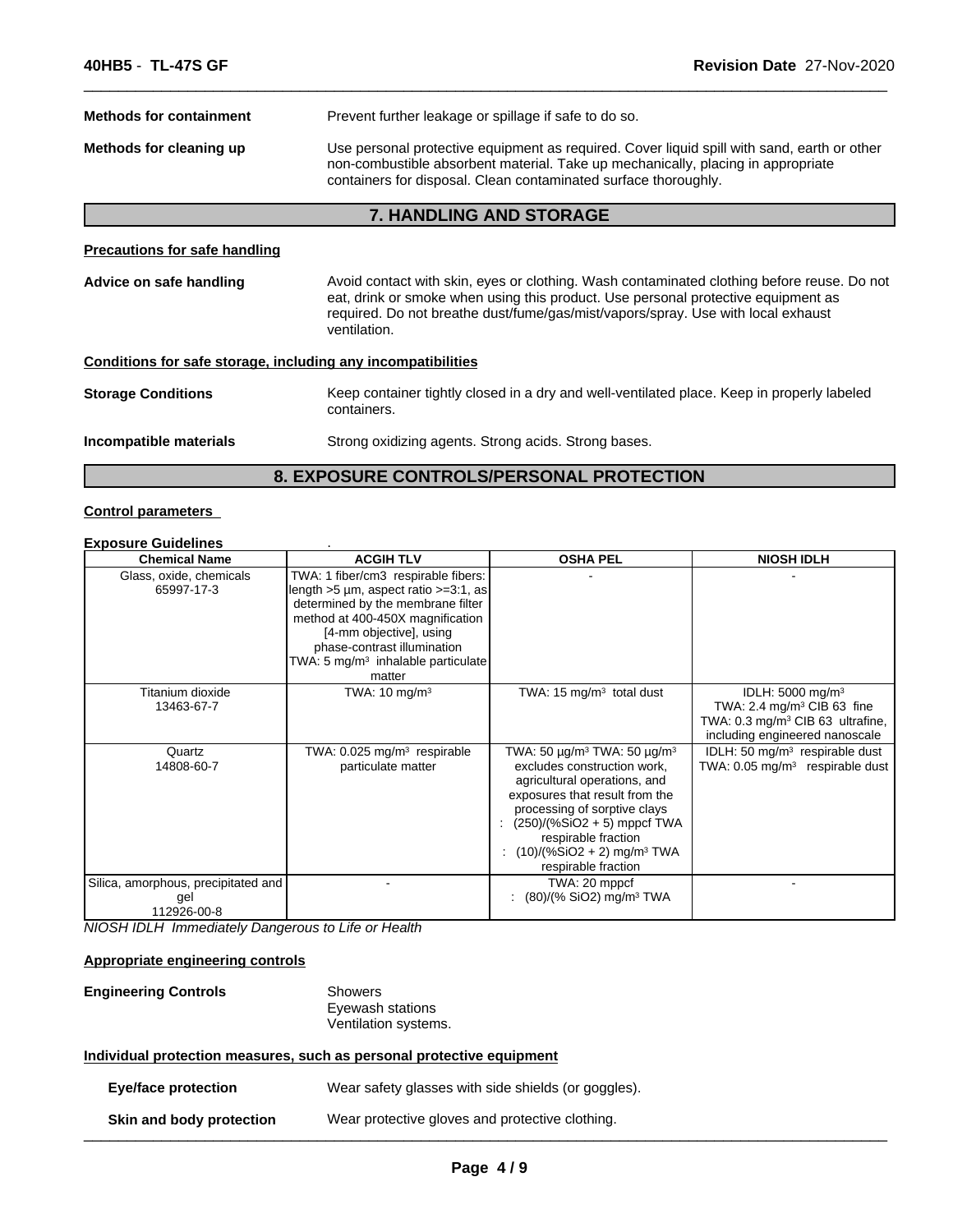**Methods for containment** Prevent further leakage or spillage if safe to do so.

**Methods for cleaning up** Use personal protective equipment as required. Cover liquid spill with sand, earth or other non-combustible absorbent material. Take up mechanically, placing in appropriate containers for disposal. Clean contaminated surface thoroughly.

## 7. HANDLING AND STORAGE

**Precautions for safe handling**

**Advice on safe handling** Avoid contact with skin, eyes or clothing. Wash contaminated clothing before reuse. Do not eat, drink or smoke when using this product. Use personal protective equipment as required. Do not breathe dust/fume/gas/mist/vapors/spray. Use with local exhaust ventilation.

**Conditions for safe storage, including any incompatibilities**

**Storage Conditions** Keep container tightly closed in a dry and well-ventilated place. Keep in properly labeled containers.

**Incompatible materials** Strong oxidizing agents. Strong acids. Strong bases.

## 8. EXPOSURE CONTROLS/PERSONAL PROTECTION

**Control parameters**

**Exposure Guidelines** .

| Chemical Name | ACGIH TLV | OSHA PEL | NIOSH IDLH |
|---|---|---|---|
| Glass, oxide, chemicals 65997-17-3 | TWA: 1 fiber/cm3 respirable fibers: length >5 µm, aspect ratio >=3:1, as determined by the membrane filter method at 400-450X magnification [4-mm objective], using phase-contrast illumination TWA: 5 mg/m³ inhalable particulate matter | - | - |
| Titanium dioxide 13463-67-7 | TWA: 10 mg/m³ | TWA: 15 mg/m³ total dust | IDLH: 5000 mg/m³ TWA: 2.4 mg/m³ CIB 63 fine TWA: 0.3 mg/m³ CIB 63 ultrafine, including engineered nanoscale |
| Quartz 14808-60-7 | TWA: 0.025 mg/m³ respirable particulate matter | TWA: 50 µg/m³ TWA: 50 µg/m³ excludes construction work, agricultural operations, and exposures that result from the processing of sorptive clays : (250)/(%SiO2 + 5) mppcf TWA respirable fraction : (10)/(%SiO2 + 2) mg/m³ TWA respirable fraction | IDLH: 50 mg/m³ respirable dust TWA: 0.05 mg/m³ respirable dust |
| Silica, amorphous, precipitated and gel 112926-00-8 | - | TWA: 20 mppcf : (80)/(% SiO2) mg/m³ TWA | - |

*NIOSH IDLH Immediately Dangerous to Life or Health*

**Appropriate engineering controls**

**Engineering Controls** Showers
Eyewash stations
Ventilation systems.

**Individual protection measures, such as personal protective equipment**

**Eye/face protection** Wear safety glasses with side shields (or goggles).

**Skin and body protection** Wear protective gloves and protective clothing.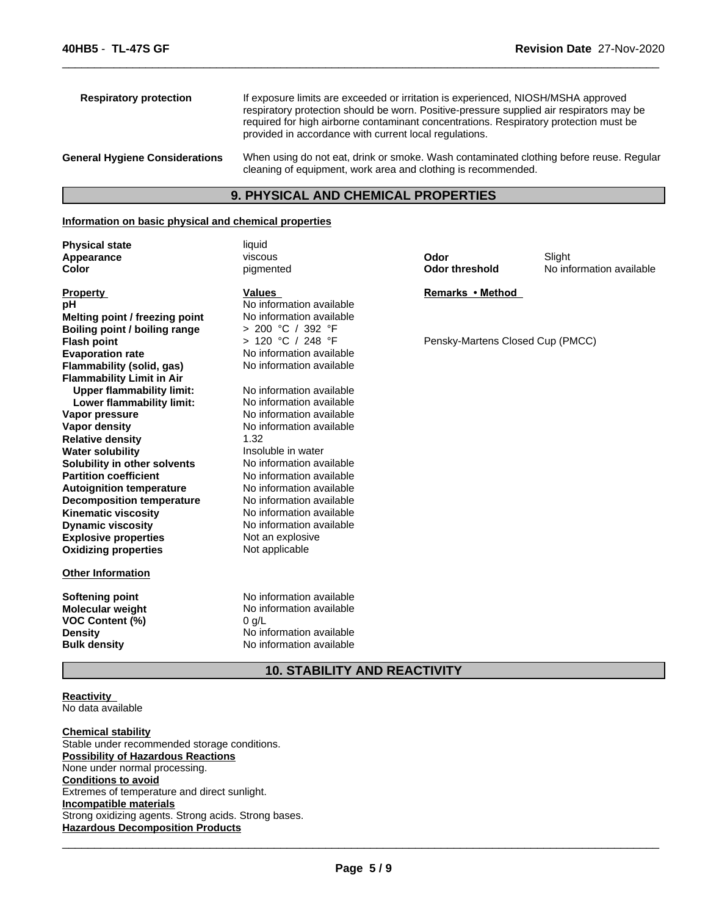| | |
|---|---|
| **Respiratory protection** | If exposure limits are exceeded or irritation is experienced, NIOSH/MSHA approved respiratory protection should be worn. Positive-pressure supplied air respirators may be required for high airborne contaminant concentrations. Respiratory protection must be provided in accordance with current local regulations. |
| **General Hygiene Considerations** | When using do not eat, drink or smoke. Wash contaminated clothing before reuse. Regular cleaning of equipment, work area and clothing is recommended. |

## 9. PHYSICAL AND CHEMICAL PROPERTIES

**Information on basic physical and chemical properties**

| | | | |
|---|---|---|---|
| **Physical state** | liquid | | |
| **Appearance** | viscous | **Odor** | Slight |
| **Color** | pigmented | **Odor threshold** | No information available |

| **Property** | **Values** | **Remarks • Method** |
|---|---|---|
| **pH** | No information available | |
| **Melting point / freezing point** | No information available | |
| **Boiling point / boiling range** | > 200 °C / 392 °F | |
| **Flash point** | > 120 °C / 248 °F | Pensky-Martens Closed Cup (PMCC) |
| **Evaporation rate** | No information available | |
| **Flammability (solid, gas)** | No information available | |
| **Flammability Limit in Air** | | |
| **Upper flammability limit:** | No information available | |
| **Lower flammability limit:** | No information available | |
| **Vapor pressure** | No information available | |
| **Vapor density** | No information available | |
| **Relative density** | 1.32 | |
| **Water solubility** | Insoluble in water | |
| **Solubility in other solvents** | No information available | |
| **Partition coefficient** | No information available | |
| **Autoignition temperature** | No information available | |
| **Decomposition temperature** | No information available | |
| **Kinematic viscosity** | No information available | |
| **Dynamic viscosity** | No information available | |
| **Explosive properties** | Not an explosive | |
| **Oxidizing properties** | Not applicable | |

**Other Information**

| | |
|---|---|
| **Softening point** | No information available |
| **Molecular weight** | No information available |
| **VOC Content (%)** | 0 g/L |
| **Density** | No information available |
| **Bulk density** | No information available |

## 10. STABILITY AND REACTIVITY

**Reactivity**
No data available

**Chemical stability**
Stable under recommended storage conditions.

**Possibility of Hazardous Reactions**
None under normal processing.

**Conditions to avoid**
Extremes of temperature and direct sunlight.

**Incompatible materials**
Strong oxidizing agents. Strong acids. Strong bases.

**Hazardous Decomposition Products**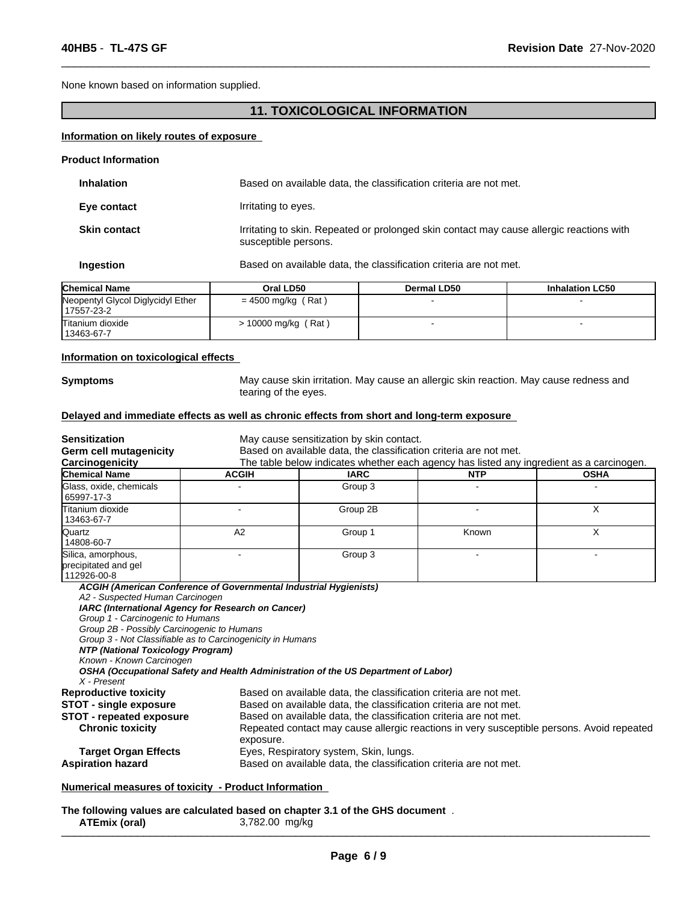None known based on information supplied.

## 11. TOXICOLOGICAL INFORMATION

**Information on likely routes of exposure**

**Product Information**

**Inhalation** Based on available data, the classification criteria are not met.

**Eye contact** Irritating to eyes.

**Skin contact** Irritating to skin. Repeated or prolonged skin contact may cause allergic reactions with susceptible persons.

**Ingestion** Based on available data, the classification criteria are not met.

| Chemical Name | Oral LD50 | Dermal LD50 | Inhalation LC50 |
|---|---|---|---|
| Neopentyl Glycol Diglycidyl Ether 17557-23-2 | = 4500 mg/kg ( Rat ) | - | - |
| Titanium dioxide 13463-67-7 | > 10000 mg/kg ( Rat ) | - | - |

**Information on toxicological effects**

**Symptoms** May cause skin irritation. May cause an allergic skin reaction. May cause redness and tearing of the eyes.

**Delayed and immediate effects as well as chronic effects from short and long-term exposure**

**Sensitization** May cause sensitization by skin contact.
**Germ cell mutagenicity** Based on available data, the classification criteria are not met.
**Carcinogenicity** The table below indicates whether each agency has listed any ingredient as a carcinogen.

| Chemical Name | ACGIH | IARC | NTP | OSHA |
|---|---|---|---|---|
| Glass, oxide, chemicals 65997-17-3 | - | Group 3 | - | - |
| Titanium dioxide 13463-67-7 | - | Group 2B | - | X |
| Quartz 14808-60-7 | A2 | Group 1 | Known | X |
| Silica, amorphous, precipitated and gel 112926-00-8 | - | Group 3 | - | - |

***ACGIH (American Conference of Governmental Industrial Hygienists)***
*A2 - Suspected Human Carcinogen*
***IARC (International Agency for Research on Cancer)***
*Group 1 - Carcinogenic to Humans*
*Group 2B - Possibly Carcinogenic to Humans*
*Group 3 - Not Classifiable as to Carcinogenicity in Humans*
***NTP (National Toxicology Program)***
*Known - Known Carcinogen*
***OSHA (Occupational Safety and Health Administration of the US Department of Labor)***
*X - Present*

**Reproductive toxicity** Based on available data, the classification criteria are not met.
**STOT - single exposure** Based on available data, the classification criteria are not met.
**STOT - repeated exposure** Based on available data, the classification criteria are not met.
**Chronic toxicity** Repeated contact may cause allergic reactions in very susceptible persons. Avoid repeated exposure.
**Target Organ Effects** Eyes, Respiratory system, Skin, lungs.
**Aspiration hazard** Based on available data, the classification criteria are not met.

**Numerical measures of toxicity - Product Information**

**The following values are calculated based on chapter 3.1 of the GHS document** .
**ATEmix (oral)** 3,782.00 mg/kg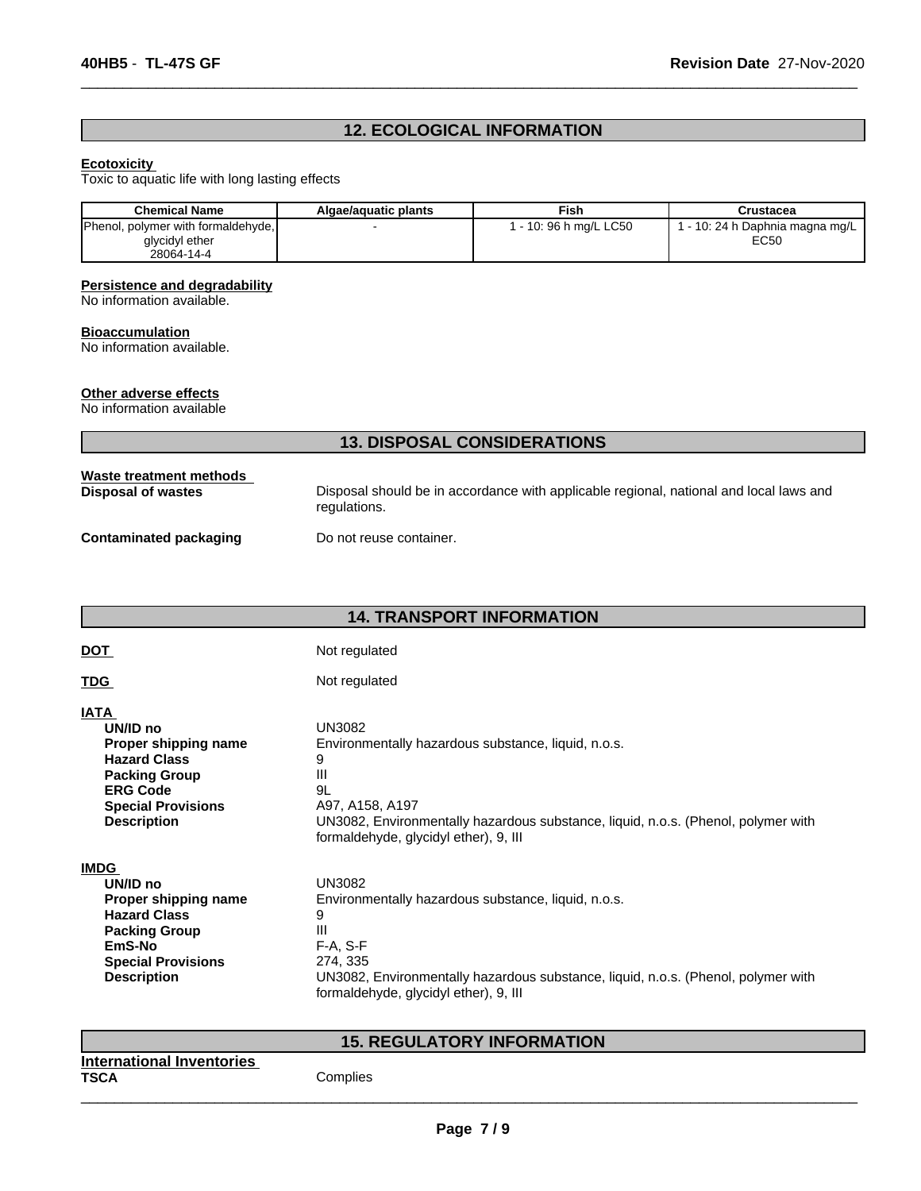## 12. ECOLOGICAL INFORMATION

**Ecotoxicity**

Toxic to aquatic life with long lasting effects

| Chemical Name | Algae/aquatic plants | Fish | Crustacea |
|---|---|---|---|
| Phenol, polymer with formaldehyde, glycidyl ether 28064-14-4 | - | 1 - 10: 96 h mg/L LC50 | 1 - 10: 24 h Daphnia magna mg/L EC50 |

**Persistence and degradability**

No information available.

**Bioaccumulation**

No information available.

**Other adverse effects**

No information available

## 13. DISPOSAL CONSIDERATIONS

**Waste treatment methods**

**Disposal of wastes** Disposal should be in accordance with applicable regional, national and local laws and regulations.

**Contaminated packaging** Do not reuse container.

## 14. TRANSPORT INFORMATION

**DOT** Not regulated

**TDG** Not regulated

**IATA**

- **UN/ID no** UN3082
- **Proper shipping name** Environmentally hazardous substance, liquid, n.o.s.
- **Hazard Class** 9
- **Packing Group** III
- **ERG Code** 9L
- **Special Provisions** A97, A158, A197
- **Description** UN3082, Environmentally hazardous substance, liquid, n.o.s. (Phenol, polymer with formaldehyde, glycidyl ether), 9, III

**IMDG**

- **UN/ID no** UN3082
- **Proper shipping name** Environmentally hazardous substance, liquid, n.o.s.
- **Hazard Class** 9
- **Packing Group** III
- **EmS-No** F-A, S-F
- **Special Provisions** 274, 335
- **Description** UN3082, Environmentally hazardous substance, liquid, n.o.s. (Phenol, polymer with formaldehyde, glycidyl ether), 9, III

## 15. REGULATORY INFORMATION

**International Inventories**

**TSCA** Complies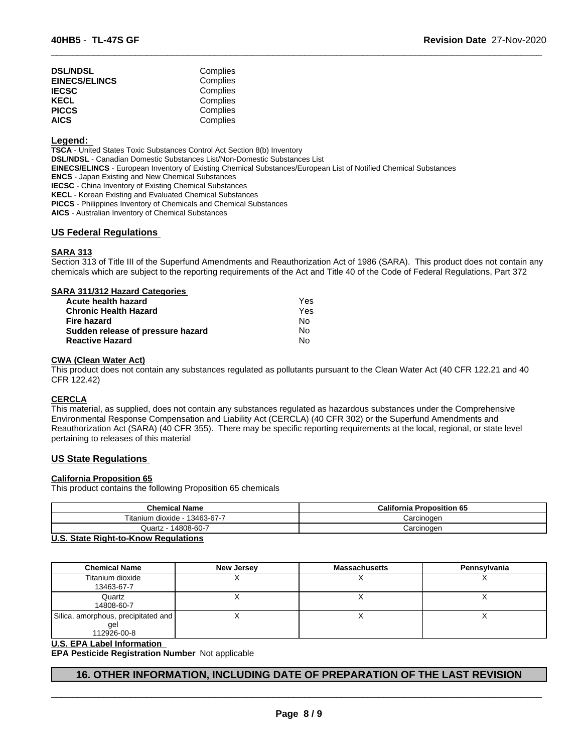| | |
|---|---|
| **DSL/NDSL** | Complies |
| **EINECS/ELINCS** | Complies |
| **IECSC** | Complies |
| **KECL** | Complies |
| **PICCS** | Complies |
| **AICS** | Complies |

**Legend:**

**TSCA** - United States Toxic Substances Control Act Section 8(b) Inventory
**DSL/NDSL** - Canadian Domestic Substances List/Non-Domestic Substances List
**EINECS/ELINCS** - European Inventory of Existing Chemical Substances/European List of Notified Chemical Substances
**ENCS** - Japan Existing and New Chemical Substances
**IECSC** - China Inventory of Existing Chemical Substances
**KECL** - Korean Existing and Evaluated Chemical Substances
**PICCS** - Philippines Inventory of Chemicals and Chemical Substances
**AICS** - Australian Inventory of Chemical Substances

## US Federal Regulations

### SARA 313

Section 313 of Title III of the Superfund Amendments and Reauthorization Act of 1986 (SARA). This product does not contain any chemicals which are subject to the reporting requirements of the Act and Title 40 of the Code of Federal Regulations, Part 372

### SARA 311/312 Hazard Categories

| | |
|---|---|
| **Acute health hazard** | Yes |
| **Chronic Health Hazard** | Yes |
| **Fire hazard** | No |
| **Sudden release of pressure hazard** | No |
| **Reactive Hazard** | No |

### CWA (Clean Water Act)

This product does not contain any substances regulated as pollutants pursuant to the Clean Water Act (40 CFR 122.21 and 40 CFR 122.42)

### CERCLA

This material, as supplied, does not contain any substances regulated as hazardous substances under the Comprehensive Environmental Response Compensation and Liability Act (CERCLA) (40 CFR 302) or the Superfund Amendments and Reauthorization Act (SARA) (40 CFR 355). There may be specific reporting requirements at the local, regional, or state level pertaining to releases of this material

## US State Regulations

### California Proposition 65

This product contains the following Proposition 65 chemicals

| Chemical Name | California Proposition 65 |
|---|---|
| Titanium dioxide - 13463-67-7 | Carcinogen |
| Quartz - 14808-60-7 | Carcinogen |

### U.S. State Right-to-Know Regulations

| Chemical Name | New Jersey | Massachusetts | Pennsylvania |
|---|---|---|---|
| Titanium dioxide 13463-67-7 | X | X | X |
| Quartz 14808-60-7 | X | X | X |
| Silica, amorphous, precipitated and gel 112926-00-8 | X | X | X |

### U.S. EPA Label Information

**EPA Pesticide Registration Number** Not applicable

## 16. OTHER INFORMATION, INCLUDING DATE OF PREPARATION OF THE LAST REVISION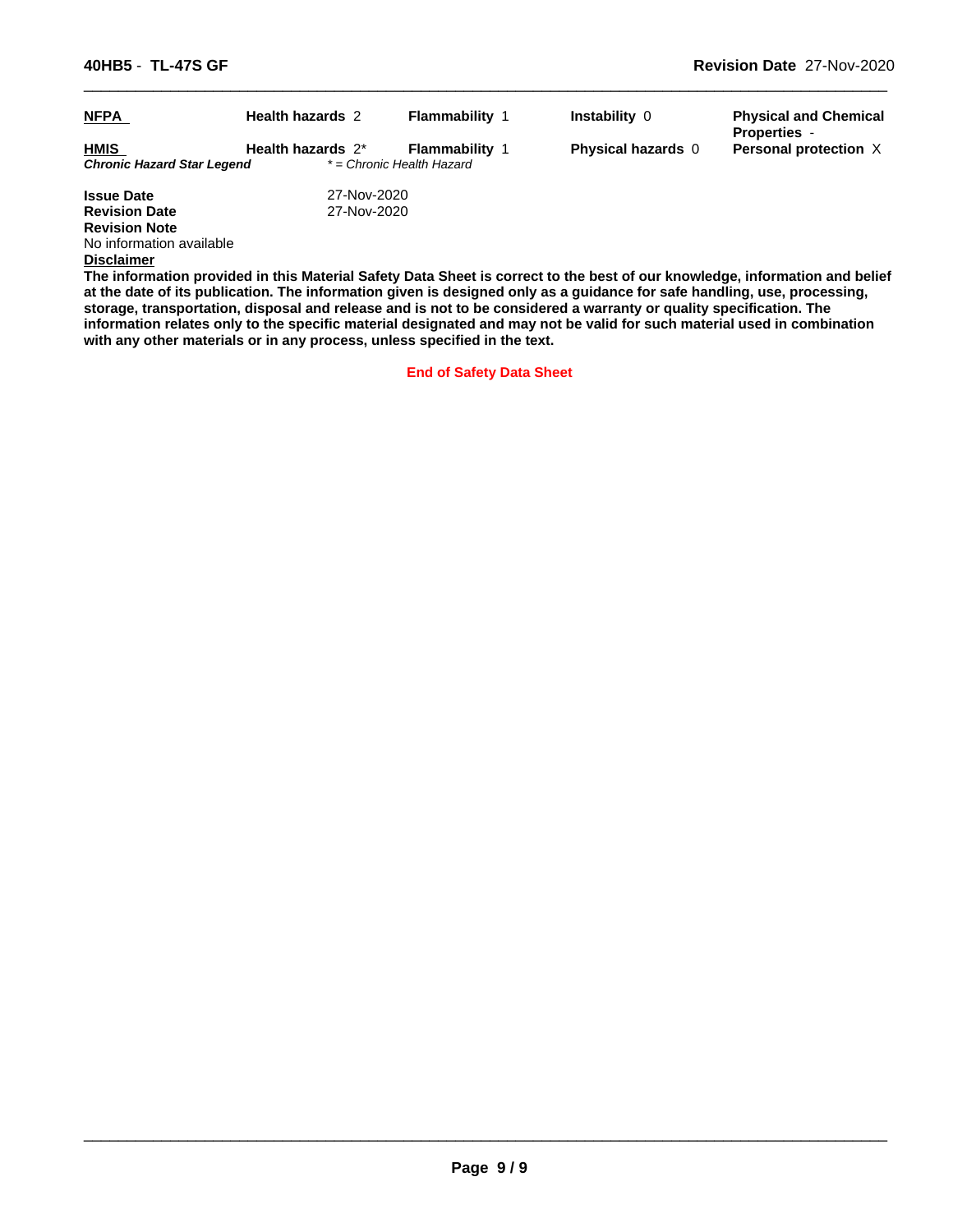| | | | | |
|---|---|---|---|---|
| **NFPA** | **Health hazards** 2 | **Flammability** 1 | **Instability** 0 | **Physical and Chemical Properties** - |
| **HMIS** | **Health hazards** 2* | **Flammability** 1 | **Physical hazards** 0 | **Personal protection** X |

***Chronic Hazard Star Legend*** *\* = Chronic Health Hazard*

**Issue Date** 27-Nov-2020
**Revision Date** 27-Nov-2020
**Revision Note**
No information available

**Disclaimer**

**The information provided in this Material Safety Data Sheet is correct to the best of our knowledge, information and belief at the date of its publication. The information given is designed only as a guidance for safe handling, use, processing, storage, transportation, disposal and release and is not to be considered a warranty or quality specification. The information relates only to the specific material designated and may not be valid for such material used in combination with any other materials or in any process, unless specified in the text.**

**End of Safety Data Sheet**